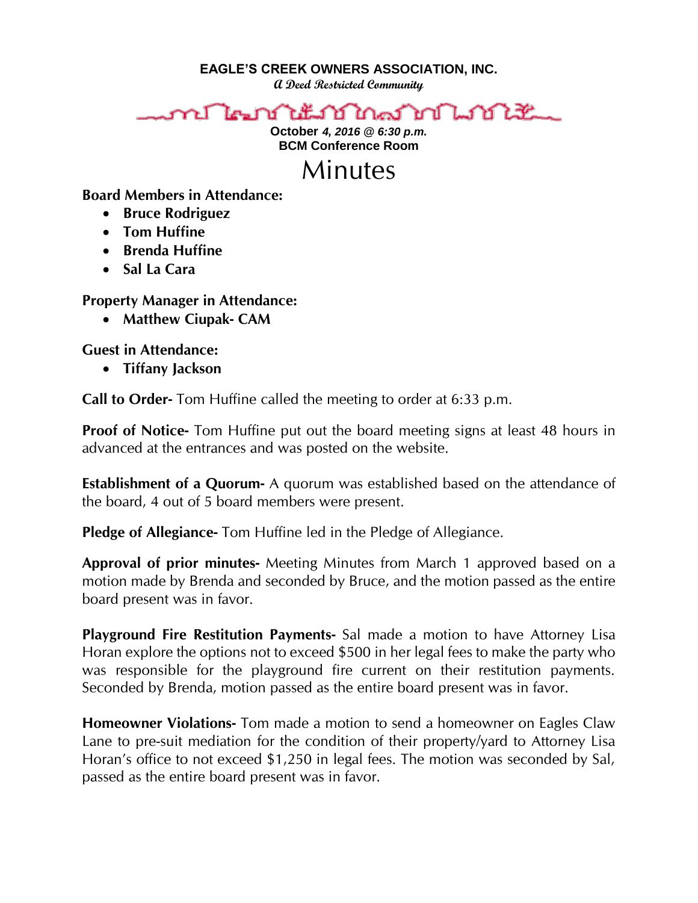**EAGLE'S CREEK OWNERS ASSOCIATION, INC.**

*A Deed Restricted Community*

**October *4, 2016 @ 6:30 p.m.***
**BCM Conference Room**

# Minutes

**Board Members in Attendance:**

- **Bruce Rodriguez**
- **Tom Huffine**
- **Brenda Huffine**
- **Sal La Cara**

**Property Manager in Attendance:**

- **Matthew Ciupak- CAM**

**Guest in Attendance:**

- **Tiffany Jackson**

**Call to Order-** Tom Huffine called the meeting to order at 6:33 p.m.

**Proof of Notice-** Tom Huffine put out the board meeting signs at least 48 hours in advanced at the entrances and was posted on the website.

**Establishment of a Quorum-** A quorum was established based on the attendance of the board, 4 out of 5 board members were present.

**Pledge of Allegiance-** Tom Huffine led in the Pledge of Allegiance.

**Approval of prior minutes-** Meeting Minutes from March 1 approved based on a motion made by Brenda and seconded by Bruce, and the motion passed as the entire board present was in favor.

**Playground Fire Restitution Payments-** Sal made a motion to have Attorney Lisa Horan explore the options not to exceed $500 in her legal fees to make the party who was responsible for the playground fire current on their restitution payments. Seconded by Brenda, motion passed as the entire board present was in favor.

**Homeowner Violations-** Tom made a motion to send a homeowner on Eagles Claw Lane to pre-suit mediation for the condition of their property/yard to Attorney Lisa Horan's office to not exceed $1,250 in legal fees. The motion was seconded by Sal, passed as the entire board present was in favor.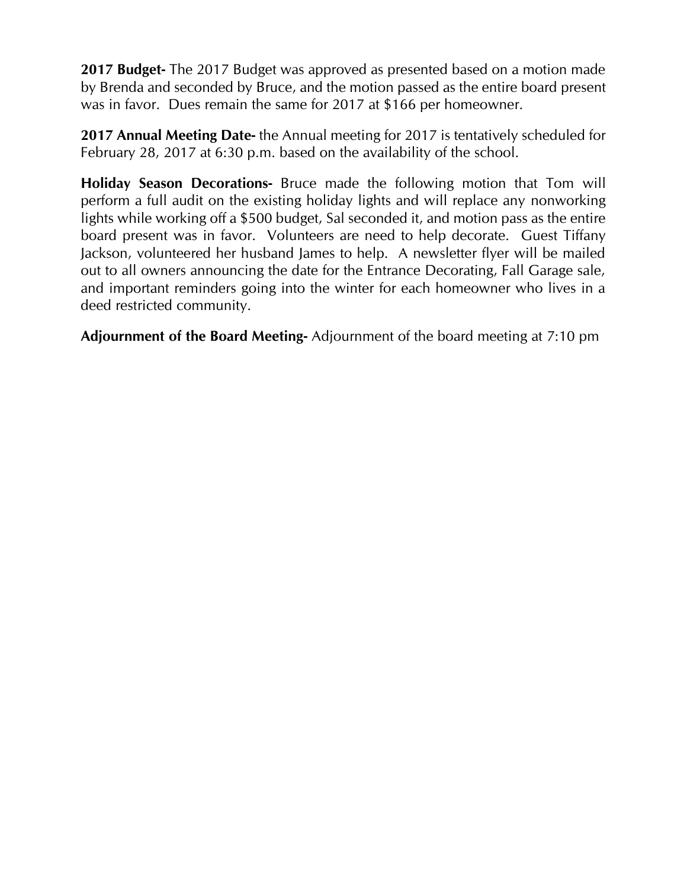**2017 Budget-** The 2017 Budget was approved as presented based on a motion made by Brenda and seconded by Bruce, and the motion passed as the entire board present was in favor. Dues remain the same for 2017 at $166 per homeowner.

**2017 Annual Meeting Date-** the Annual meeting for 2017 is tentatively scheduled for February 28, 2017 at 6:30 p.m. based on the availability of the school.

**Holiday Season Decorations-** Bruce made the following motion that Tom will perform a full audit on the existing holiday lights and will replace any nonworking lights while working off a $500 budget, Sal seconded it, and motion pass as the entire board present was in favor. Volunteers are need to help decorate. Guest Tiffany Jackson, volunteered her husband James to help. A newsletter flyer will be mailed out to all owners announcing the date for the Entrance Decorating, Fall Garage sale, and important reminders going into the winter for each homeowner who lives in a deed restricted community.

**Adjournment of the Board Meeting-** Adjournment of the board meeting at 7:10 pm